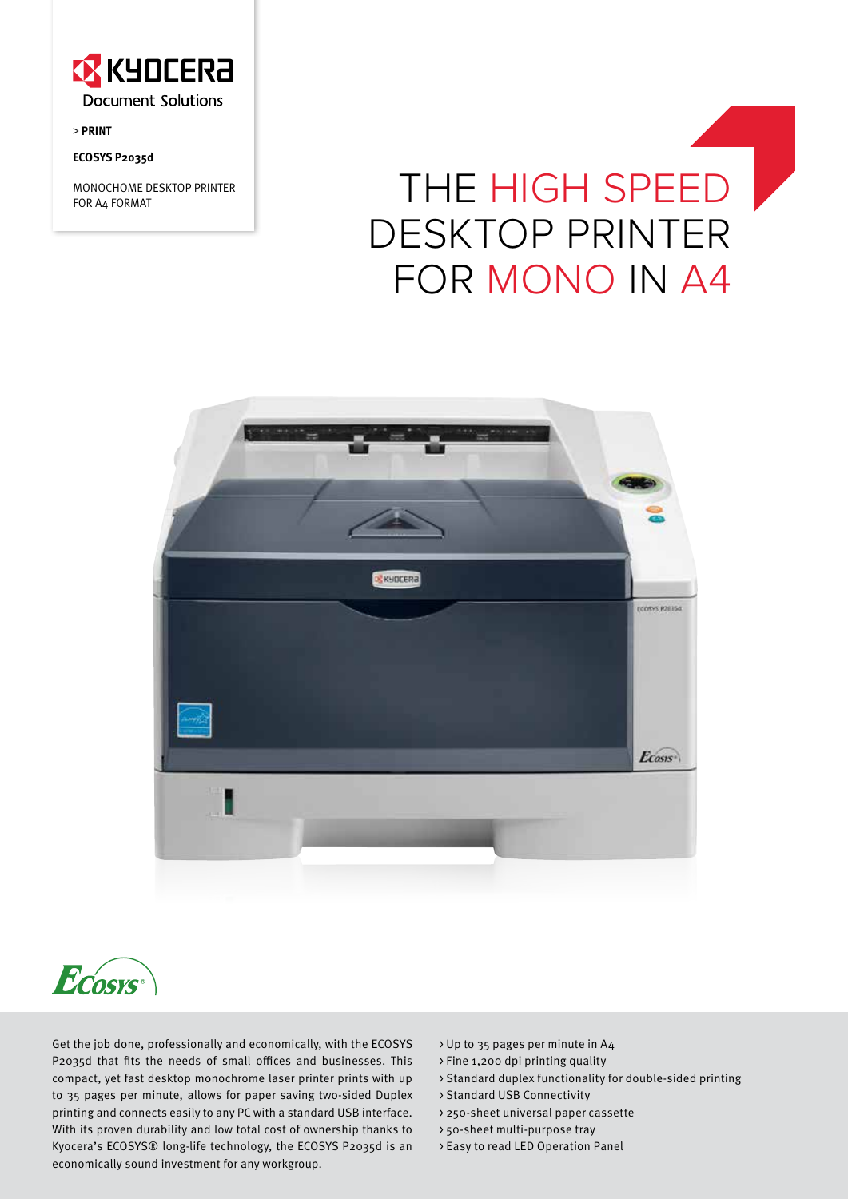KYOCERA Document Solutions

> **PRINT**

**ECOSYS P2035d**

MONOCHOME DESKTOP PRINTER FOR A4 FORMAT

# THE HIGH SPEED DESKTOP PRINTER FOR MONO IN A4

Get the job done, professionally and economically, with the ECOSYS P2035d that fits the needs of small offices and businesses. This compact, yet fast desktop monochrome laser printer prints with up to 35 pages per minute, allows for paper saving two-sided Duplex printing and connects easily to any PC with a standard USB interface. With its proven durability and low total cost of ownership thanks to Kyocera's ECOSYS® long-life technology, the ECOSYS P2035d is an economically sound investment for any workgroup.

› Up to 35 pages per minute in A4
› Fine 1,200 dpi printing quality
› Standard duplex functionality for double-sided printing
› Standard USB Connectivity
› 250-sheet universal paper cassette
› 50-sheet multi-purpose tray
› Easy to read LED Operation Panel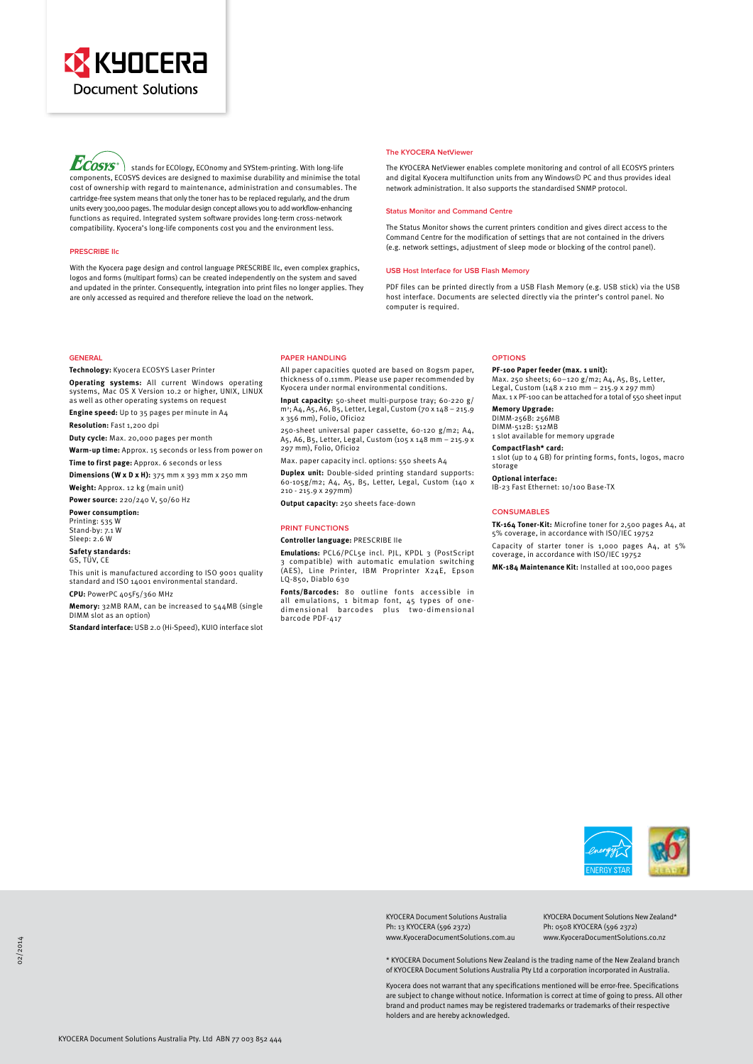**ECOSYS** stands for ECOlogy, ECOnomy and SYStem-printing. With long-life components, ECOSYS devices are designed to maximise durability and minimise the total cost of ownership with regard to maintenance, administration and consumables. The cartridge-free system means that only the toner has to be replaced regularly, and the drum units every 300,000 pages. The modular design concept allows you to add workflow-enhancing functions as required. Integrated system software provides long-term cross-network compatibility. Kyocera's long-life components cost you and the environment less.

## PRESCRIBE IIc

With the Kyocera page design and control language PRESCRIBE IIc, even complex graphics, logos and forms (multipart forms) can be created independently on the system and saved and updated in the printer. Consequently, integration into print files no longer applies. They are only accessed as required and therefore relieve the load on the network.

## The KYOCERA NetViewer

The KYOCERA NetViewer enables complete monitoring and control of all ECOSYS printers and digital Kyocera multifunction units from any Windows© PC and thus provides ideal network administration. It also supports the standardised SNMP protocol.

## Status Monitor and Command Centre

The Status Monitor shows the current printers condition and gives direct access to the Command Centre for the modification of settings that are not contained in the drivers (e.g. network settings, adjustment of sleep mode or blocking of the control panel).

## USB Host Interface for USB Flash Memory

PDF files can be printed directly from a USB Flash Memory (e.g. USB stick) via the USB host interface. Documents are selected directly via the printer's control panel. No computer is required.

## GENERAL

**Technology:** Kyocera ECOSYS Laser Printer

**Operating systems:** All current Windows operating systems, Mac OS X Version 10.2 or higher, UNIX, LINUX as well as other operating systems on request

**Engine speed:** Up to 35 pages per minute in A4

**Resolution:** Fast 1,200 dpi

**Duty cycle:** Max. 20,000 pages per month

**Warm-up time:** Approx. 15 seconds or less from power on

**Time to first page:** Approx. 6 seconds or less

**Dimensions (W x D x H):** 375 mm x 393 mm x 250 mm

**Weight:** Approx. 12 kg (main unit)

**Power source:** 220/240 V, 50/60 Hz

**Power consumption:**
Printing: 535 W
Stand-by: 7.1 W
Sleep: 2.6 W

**Safety standards:**
GS, TÜV, CE

This unit is manufactured according to ISO 9001 quality standard and ISO 14001 environmental standard.

**CPU:** PowerPC 405F5/360 MHz

**Memory:** 32MB RAM, can be increased to 544MB (single DIMM slot as an option)

**Standard interface:** USB 2.0 (Hi-Speed), KUIO interface slot

## PAPER HANDLING

All paper capacities quoted are based on 80gsm paper, thickness of 0.11mm. Please use paper recommended by Kyocera under normal environmental conditions.

**Input capacity:** 50-sheet multi-purpose tray; 60-220 g/m²; A4, A5, A6, B5, Letter, Legal, Custom (70 x 148 – 215.9 x 356 mm), Folio, Oficio2

250-sheet universal paper cassette, 60-120 g/m2; A4, A5, A6, B5, Letter, Legal, Custom (105 x 148 mm – 215.9 x 297 mm), Folio, Oficio2

Max. paper capacity incl. options: 550 sheets A4

**Duplex unit:** Double-sided printing standard supports: 60-105g/m2; A4, A5, B5, Letter, Legal, Custom (140 x 210 - 215.9 x 297mm)

**Output capacity:** 250 sheets face-down

## PRINT FUNCTIONS

**Controller language:** PRESCRIBE IIe

**Emulations:** PCL6/PCL5e incl. PJL, KPDL 3 (PostScript 3 compatible) with automatic emulation switching (AES), Line Printer, IBM Proprinter X24E, Epson LQ-850, Diablo 630

**Fonts/Barcodes:** 80 outline fonts accessible in all emulations, 1 bitmap font, 45 types of one-dimensional barcodes plus two-dimensional barcode PDF-417

## OPTIONS

**PF-100 Paper feeder (max. 1 unit):**
Max. 250 sheets; 60–120 g/m2; A4, A5, B5, Letter, Legal, Custom (148 x 210 mm – 215.9 x 297 mm)
Max. 1 x PF-100 can be attached for a total of 550 sheet input

**Memory Upgrade:**
DIMM-256B: 256MB
DIMM-512B: 512MB
1 slot available for memory upgrade

**CompactFlash* card:**
1 slot (up to 4 GB) for printing forms, fonts, logos, macro storage

**Optional interface:**
IB-23 Fast Ethernet: 10/100 Base-TX

## CONSUMABLES

**TK-164 Toner-Kit:** Microfine toner for 2,500 pages A4, at 5% coverage, in accordance with ISO/IEC 19752

Capacity of starter toner is 1,000 pages A4, at 5% coverage, in accordance with ISO/IEC 19752

**MK-184 Maintenance Kit:** Installed at 100,000 pages

KYOCERA Document Solutions Australia
Ph: 13 KYOCERA (596 2372)
www.KyoceraDocumentSolutions.com.au

KYOCERA Document Solutions New Zealand*
Ph: 0508 KYOCERA (596 2372)
www.KyoceraDocumentSolutions.co.nz

* KYOCERA Document Solutions New Zealand is the trading name of the New Zealand branch of KYOCERA Document Solutions Australia Pty Ltd a corporation incorporated in Australia.

Kyocera does not warrant that any specifications mentioned will be error-free. Specifications are subject to change without notice. Information is correct at time of going to press. All other brand and product names may be registered trademarks or trademarks of their respective holders and are hereby acknowledged.

02/2014

KYOCERA Document Solutions Australia Pty. Ltd ABN 77 003 852 444